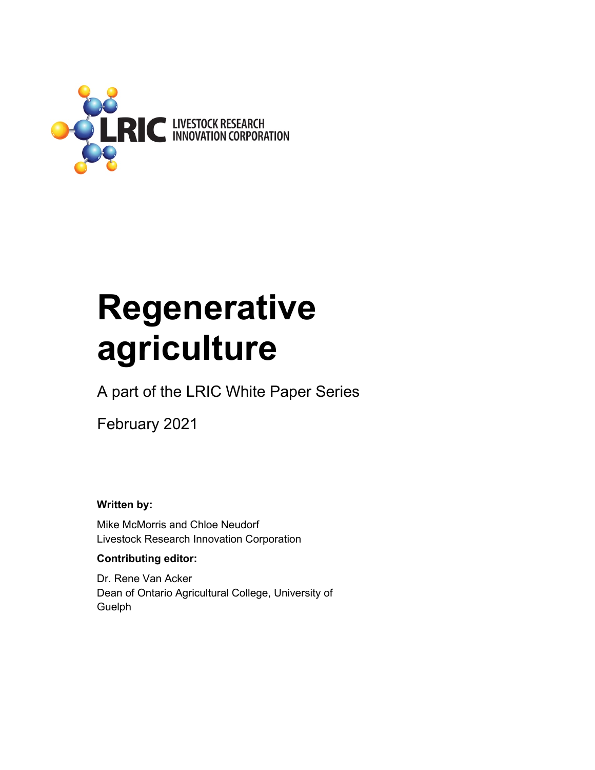LRIC LIVESTOCK RESEARCH INNOVATION CORPORATION

# Regenerative agriculture

A part of the LRIC White Paper Series

February 2021

**Written by:**

Mike McMorris and Chloe Neudorf
Livestock Research Innovation Corporation

**Contributing editor:**

Dr. Rene Van Acker
Dean of Ontario Agricultural College, University of Guelph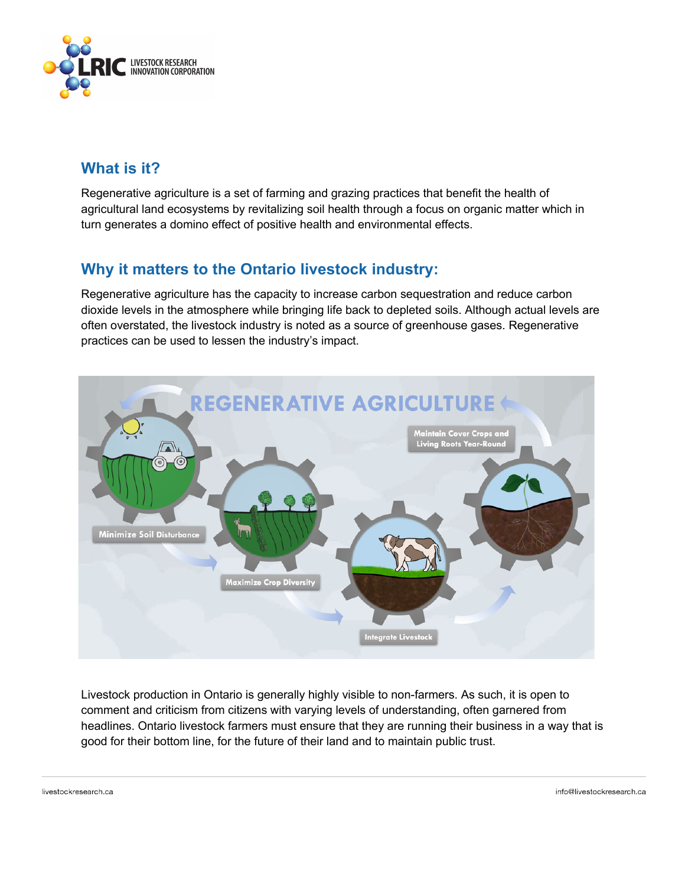## What is it?

Regenerative agriculture is a set of farming and grazing practices that benefit the health of agricultural land ecosystems by revitalizing soil health through a focus on organic matter which in turn generates a domino effect of positive health and environmental effects.

## Why it matters to the Ontario livestock industry:

Regenerative agriculture has the capacity to increase carbon sequestration and reduce carbon dioxide levels in the atmosphere while bringing life back to depleted soils. Although actual levels are often overstated, the livestock industry is noted as a source of greenhouse gases. Regenerative practices can be used to lessen the industry's impact.

Livestock production in Ontario is generally highly visible to non-farmers. As such, it is open to comment and criticism from citizens with varying levels of understanding, often garnered from headlines. Ontario livestock farmers must ensure that they are running their business in a way that is good for their bottom line, for the future of their land and to maintain public trust.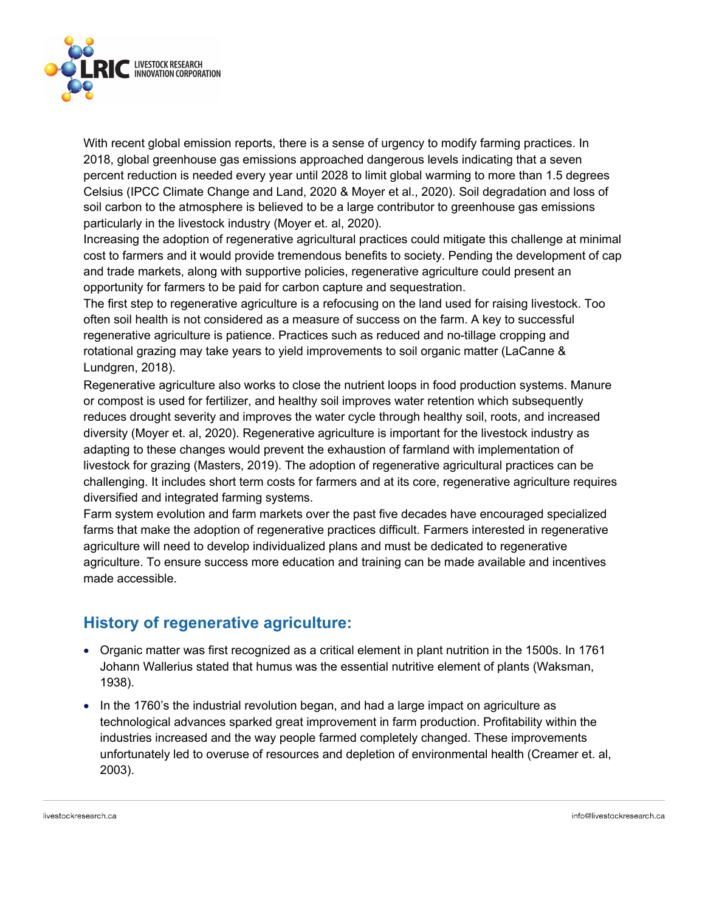With recent global emission reports, there is a sense of urgency to modify farming practices. In 2018, global greenhouse gas emissions approached dangerous levels indicating that a seven percent reduction is needed every year until 2028 to limit global warming to more than 1.5 degrees Celsius (IPCC Climate Change and Land, 2020 & Moyer et al., 2020). Soil degradation and loss of soil carbon to the atmosphere is believed to be a large contributor to greenhouse gas emissions particularly in the livestock industry (Moyer et. al, 2020).

Increasing the adoption of regenerative agricultural practices could mitigate this challenge at minimal cost to farmers and it would provide tremendous benefits to society. Pending the development of cap and trade markets, along with supportive policies, regenerative agriculture could present an opportunity for farmers to be paid for carbon capture and sequestration.

The first step to regenerative agriculture is a refocusing on the land used for raising livestock. Too often soil health is not considered as a measure of success on the farm. A key to successful regenerative agriculture is patience. Practices such as reduced and no-tillage cropping and rotational grazing may take years to yield improvements to soil organic matter (LaCanne & Lundgren, 2018).

Regenerative agriculture also works to close the nutrient loops in food production systems. Manure or compost is used for fertilizer, and healthy soil improves water retention which subsequently reduces drought severity and improves the water cycle through healthy soil, roots, and increased diversity (Moyer et. al, 2020). Regenerative agriculture is important for the livestock industry as adapting to these changes would prevent the exhaustion of farmland with implementation of livestock for grazing (Masters, 2019). The adoption of regenerative agricultural practices can be challenging. It includes short term costs for farmers and at its core, regenerative agriculture requires diversified and integrated farming systems.

Farm system evolution and farm markets over the past five decades have encouraged specialized farms that make the adoption of regenerative practices difficult. Farmers interested in regenerative agriculture will need to develop individualized plans and must be dedicated to regenerative agriculture. To ensure success more education and training can be made available and incentives made accessible.

## History of regenerative agriculture:

- Organic matter was first recognized as a critical element in plant nutrition in the 1500s. In 1761 Johann Wallerius stated that humus was the essential nutritive element of plants (Waksman, 1938).
- In the 1760's the industrial revolution began, and had a large impact on agriculture as technological advances sparked great improvement in farm production. Profitability within the industries increased and the way people farmed completely changed. These improvements unfortunately led to overuse of resources and depletion of environmental health (Creamer et. al, 2003).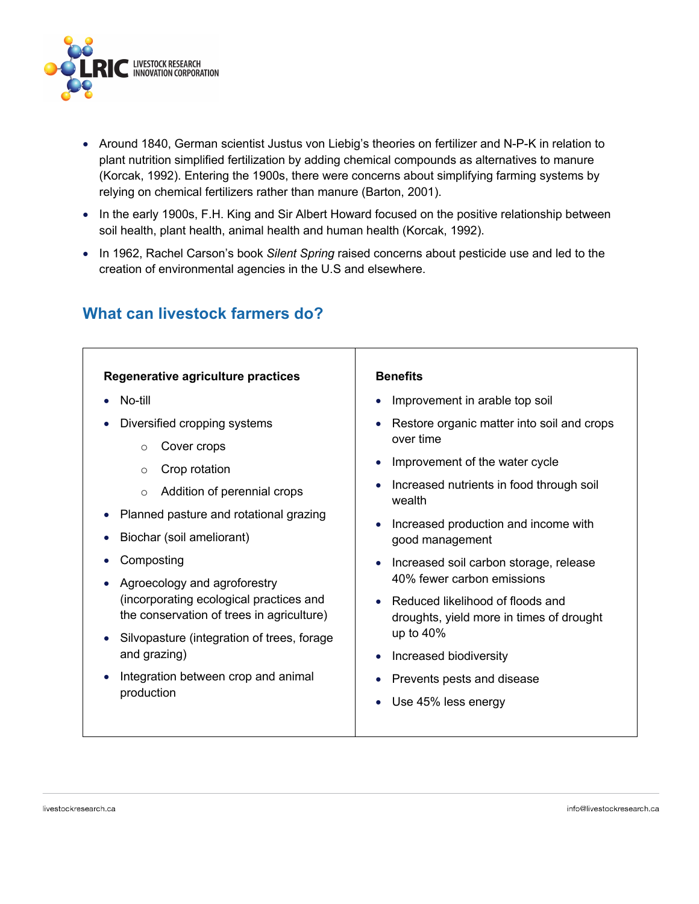- Around 1840, German scientist Justus von Liebig's theories on fertilizer and N-P-K in relation to plant nutrition simplified fertilization by adding chemical compounds as alternatives to manure (Korcak, 1992). Entering the 1900s, there were concerns about simplifying farming systems by relying on chemical fertilizers rather than manure (Barton, 2001).
- In the early 1900s, F.H. King and Sir Albert Howard focused on the positive relationship between soil health, plant health, animal health and human health (Korcak, 1992).
- In 1962, Rachel Carson's book *Silent Spring* raised concerns about pesticide use and led to the creation of environmental agencies in the U.S and elsewhere.

## What can livestock farmers do?

| **Regenerative agriculture practices** | **Benefits** |
|---|---|
| • No-till<br>• Diversified cropping systems<br>  ○ Cover crops<br>  ○ Crop rotation<br>  ○ Addition of perennial crops<br>• Planned pasture and rotational grazing<br>• Biochar (soil ameliorant)<br>• Composting<br>• Agroecology and agroforestry (incorporating ecological practices and the conservation of trees in agriculture)<br>• Silvopasture (integration of trees, forage and grazing)<br>• Integration between crop and animal production | • Improvement in arable top soil<br>• Restore organic matter into soil and crops over time<br>• Improvement of the water cycle<br>• Increased nutrients in food through soil wealth<br>• Increased production and income with good management<br>• Increased soil carbon storage, release 40% fewer carbon emissions<br>• Reduced likelihood of floods and droughts, yield more in times of drought up to 40%<br>• Increased biodiversity<br>• Prevents pests and disease<br>• Use 45% less energy |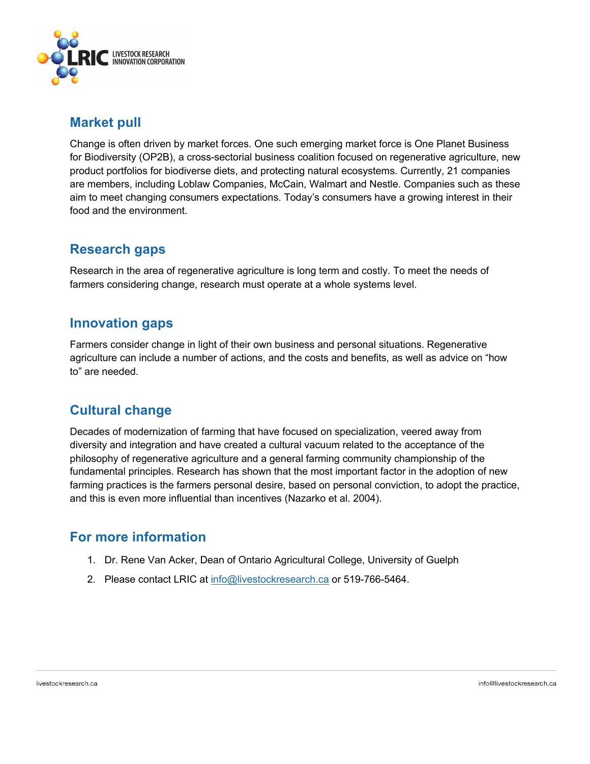## Market pull

Change is often driven by market forces. One such emerging market force is One Planet Business for Biodiversity (OP2B), a cross-sectorial business coalition focused on regenerative agriculture, new product portfolios for biodiverse diets, and protecting natural ecosystems. Currently, 21 companies are members, including Loblaw Companies, McCain, Walmart and Nestle. Companies such as these aim to meet changing consumers expectations. Today's consumers have a growing interest in their food and the environment.

## Research gaps

Research in the area of regenerative agriculture is long term and costly. To meet the needs of farmers considering change, research must operate at a whole systems level.

## Innovation gaps

Farmers consider change in light of their own business and personal situations. Regenerative agriculture can include a number of actions, and the costs and benefits, as well as advice on "how to" are needed.

## Cultural change

Decades of modernization of farming that have focused on specialization, veered away from diversity and integration and have created a cultural vacuum related to the acceptance of the philosophy of regenerative agriculture and a general farming community championship of the fundamental principles. Research has shown that the most important factor in the adoption of new farming practices is the farmers personal desire, based on personal conviction, to adopt the practice, and this is even more influential than incentives (Nazarko et al. 2004).

## For more information

1. Dr. Rene Van Acker, Dean of Ontario Agricultural College, University of Guelph
2. Please contact LRIC at info@livestockresearch.ca or 519-766-5464.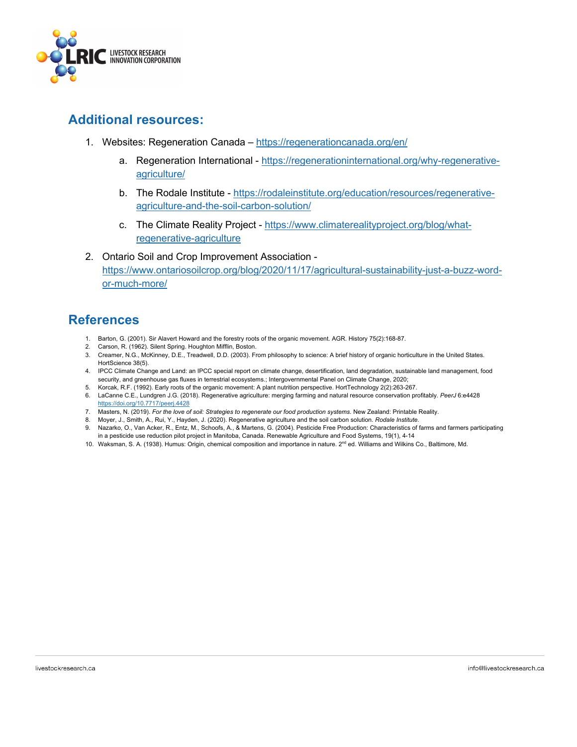## Additional resources:

1. Websites: Regeneration Canada – https://regenerationcanada.org/en/
   a. Regeneration International - https://regenerationinternational.org/why-regenerative-agriculture/
   b. The Rodale Institute - https://rodaleinstitute.org/education/resources/regenerative-agriculture-and-the-soil-carbon-solution/
   c. The Climate Reality Project - https://www.climaterealityproject.org/blog/what-regenerative-agriculture
2. Ontario Soil and Crop Improvement Association - https://www.ontariosoilcrop.org/blog/2020/11/17/agricultural-sustainability-just-a-buzz-word-or-much-more/

## References

1. Barton, G. (2001). Sir Alavert Howard and the forestry roots of the organic movement. AGR. History 75(2):168-87.
2. Carson, R. (1962). Silent Spring. Houghton Mifflin, Boston.
3. Creamer, N.G., McKinney, D.E., Treadwell, D.D. (2003). From philosophy to science: A brief history of organic horticulture in the United States. HortScience 38(5).
4. IPCC Climate Change and Land: an IPCC special report on climate change, desertification, land degradation, sustainable land management, food security, and greenhouse gas fluxes in terrestrial ecosystems.; Intergovernmental Panel on Climate Change, 2020;
5. Korcak, R.F. (1992). Early roots of the organic movement: A plant nutrition perspective. HortTechnology 2(2):263-267.
6. LaCanne C.E., Lundgren J.G. (2018). Regenerative agriculture: merging farming and natural resource conservation profitably. *PeerJ* 6:e4428 https://doi.org/10.7717/peerj.4428
7. Masters, N. (2019). *For the love of soil: Strategies to regenerate our food production systems.* New Zealand: Printable Reality.
8. Moyer, J., Smith, A., Rui, Y., Hayden, J. (2020). Regenerative agriculture and the soil carbon solution. *Rodale Institute*.
9. Nazarko, O., Van Acker, R., Entz, M., Schoofs, A., & Martens, G. (2004). Pesticide Free Production: Characteristics of farms and farmers participating in a pesticide use reduction pilot project in Manitoba, Canada. Renewable Agriculture and Food Systems, 19(1), 4-14
10. Waksman, S. A. (1938). Humus: Origin, chemical composition and importance in nature. 2nd ed. Williams and Wilkins Co., Baltimore, Md.